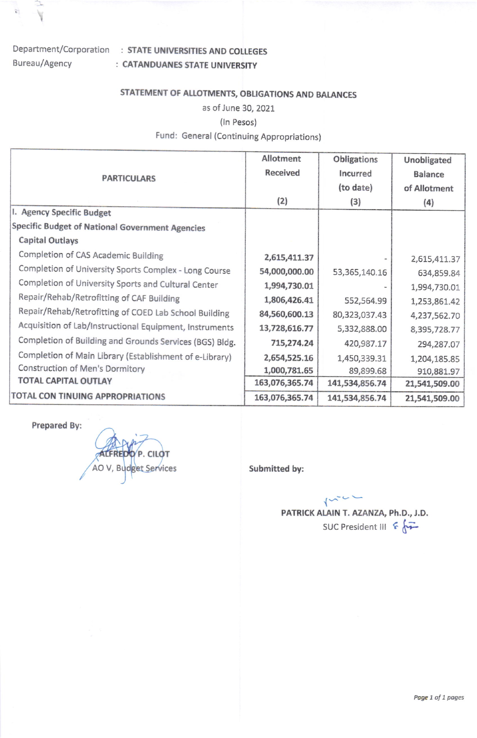Department/Corporation : **STATE UNIVERSITIES AND COLLEGES**
Bureau/Agency : **CATANDUANES STATE UNIVERSITY**

**STATEMENT OF ALLOTMENTS, OBLIGATIONS AND BALANCES**
as of June 30, 2021
(In Pesos)
Fund: General (Continuing Appropriations)

| PARTICULARS | Allotment Received (2) | Obligations Incurred (to date) (3) | Unobligated Balance of Allotment (4) |
|---|---|---|---|
| **I. Agency Specific Budget** | | | |
| **Specific Budget of National Government Agencies** | | | |
| **Capital Outlays** | | | |
| Completion of CAS Academic Building | 2,615,411.37 | - | 2,615,411.37 |
| Completion of University Sports Complex - Long Course | 54,000,000.00 | 53,365,140.16 | 634,859.84 |
| Completion of University Sports and Cultural Center | 1,994,730.01 | - | 1,994,730.01 |
| Repair/Rehab/Retrofitting of CAF Building | 1,806,426.41 | 552,564.99 | 1,253,861.42 |
| Repair/Rehab/Retrofitting of COED Lab School Building | 84,560,600.13 | 80,323,037.43 | 4,237,562.70 |
| Acquisition of Lab/Instructional Equipment, Instruments | 13,728,616.77 | 5,332,888.00 | 8,395,728.77 |
| Completion of Building and Grounds Services (BGS) Bldg. | 715,274.24 | 420,987.17 | 294,287.07 |
| Completion of Main Library (Establishment of e-Library) | 2,654,525.16 | 1,450,339.31 | 1,204,185.85 |
| Construction of Men's Dormitory | 1,000,781.65 | 89,899.68 | 910,881.97 |
| **TOTAL CAPITAL OUTLAY** | **163,076,365.74** | **141,534,856.74** | **21,541,509.00** |
| **TOTAL CON TINUING APPROPRIATIONS** | **163,076,365.74** | **141,534,856.74** | **21,541,509.00** |

**Prepared By:**

**ALFREDO P. CILOT**
AO V, Budget Services

**Submitted by:**

**PATRICK ALAIN T. AZANZA, Ph.D., J.D.**
SUC President III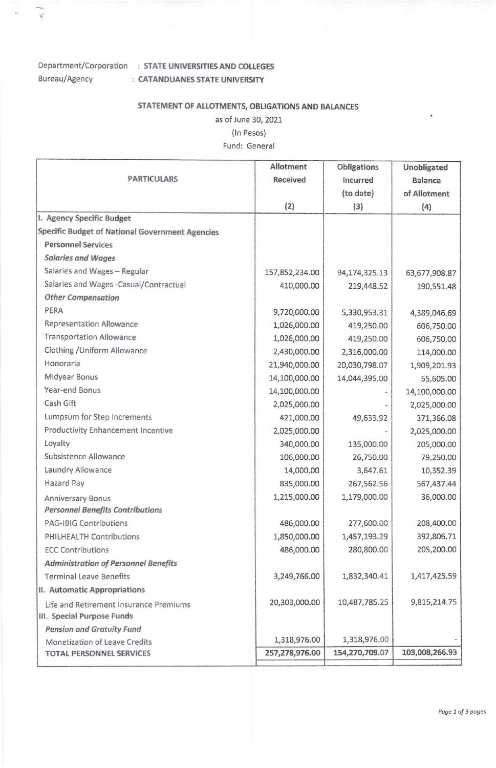Department/Corporation : **STATE UNIVERSITIES AND COLLEGES**
Bureau/Agency : **CATANDUANES STATE UNIVERSITY**

## STATEMENT OF ALLOTMENTS, OBLIGATIONS AND BALANCES

as of June 30, 2021

(In Pesos)

Fund: General

| PARTICULARS | Allotment Received (2) | Obligations Incurred (to date) (3) | Unobligated Balance of Allotment (4) |
|---|---|---|---|
| **I. Agency Specific Budget** | | | |
| **Specific Budget of National Government Agencies** | | | |
| **Personnel Services** | | | |
| ***Salaries and Wages*** | | | |
| Salaries and Wages – Regular | 157,852,234.00 | 94,174,325.13 | 63,677,908.87 |
| Salaries and Wages -Casual/Contractual | 410,000.00 | 219,448.52 | 190,551.48 |
| ***Other Compensation*** | | | |
| PERA | 9,720,000.00 | 5,330,953.31 | 4,389,046.69 |
| Representation Allowance | 1,026,000.00 | 419,250.00 | 606,750.00 |
| Transportation Allowance | 1,026,000.00 | 419,250.00 | 606,750.00 |
| Clothing /Uniform Allowance | 2,430,000.00 | 2,316,000.00 | 114,000.00 |
| Honoraria | 21,940,000.00 | 20,030,798.07 | 1,909,201.93 |
| Midyear Bonus | 14,100,000.00 | 14,044,395.00 | 55,605.00 |
| Year-end Bonus | 14,100,000.00 | - | 14,100,000.00 |
| Cash Gift | 2,025,000.00 | - | 2,025,000.00 |
| Lumpsum for Step Increments | 421,000.00 | 49,633.92 | 371,366.08 |
| Productivity Enhancement Incentive | 2,025,000.00 | - | 2,025,000.00 |
| Loyalty | 340,000.00 | 135,000.00 | 205,000.00 |
| Subsistence Allowance | 106,000.00 | 26,750.00 | 79,250.00 |
| Laundry Allowance | 14,000.00 | 3,647.61 | 10,352.39 |
| Hazard Pay | 835,000.00 | 267,562.56 | 567,437.44 |
| Anniversary Bonus | 1,215,000.00 | 1,179,000.00 | 36,000.00 |
| ***Personnel Benefits Contributions*** | | | |
| PAG-IBIG Contributions | 486,000.00 | 277,600.00 | 208,400.00 |
| PHILHEALTH Contributions | 1,850,000.00 | 1,457,193.29 | 392,806.71 |
| ECC Contributions | 486,000.00 | 280,800.00 | 205,200.00 |
| ***Administration of Personnel Benefits*** | | | |
| Terminal Leave Benefits | 3,249,766.00 | 1,832,340.41 | 1,417,425.59 |
| **II. Automatic Appropriations** | | | |
| Life and Retirement Insurance Premiums | 20,303,000.00 | 10,487,785.25 | 9,815,214.75 |
| **III. Special Purpose Funds** | | | |
| ***Pension and Gratuity Fund*** | | | |
| Monetization of Leave Credits | 1,318,976.00 | 1,318,976.00 | - |
| **TOTAL PERSONNEL SERVICES** | **257,278,976.00** | **154,270,709.07** | **103,008,266.93** |